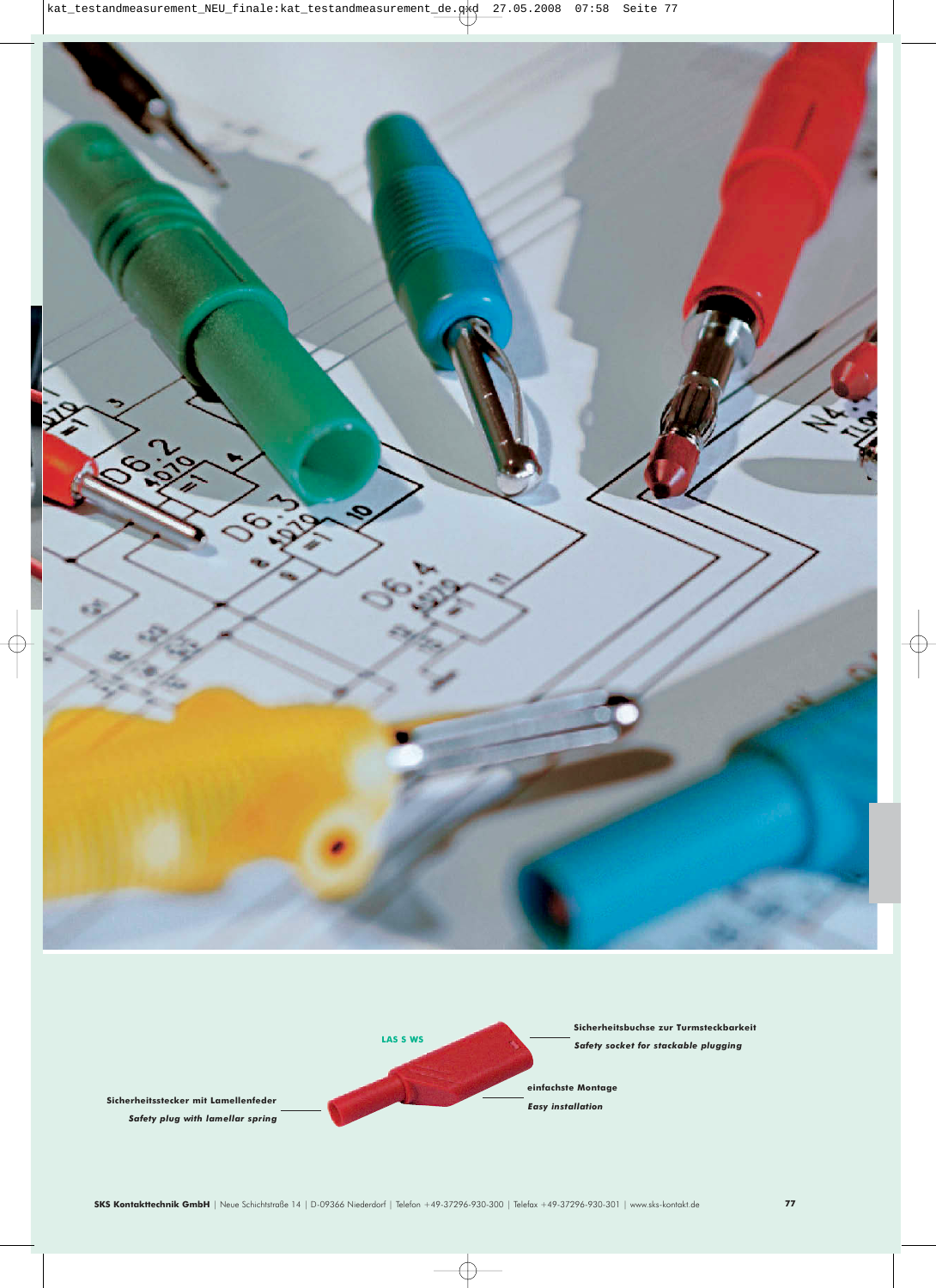LAS S WS

**Sicherheitsbuchse zur Turmsteckbarkeit**

***Safety socket for stackable plugging***

**einfachste Montage**

***Easy installation***

**Sicherheitsstecker mit Lamellenfeder**

***Safety plug with lamellar spring***

**SKS Kontakttechnik GmbH** | Neue Schichtstraße 14 | D-09366 Niederdorf | Telefon +49-37296-930-300 | Telefax +49-37296-930-301 | www.sks-kontakt.de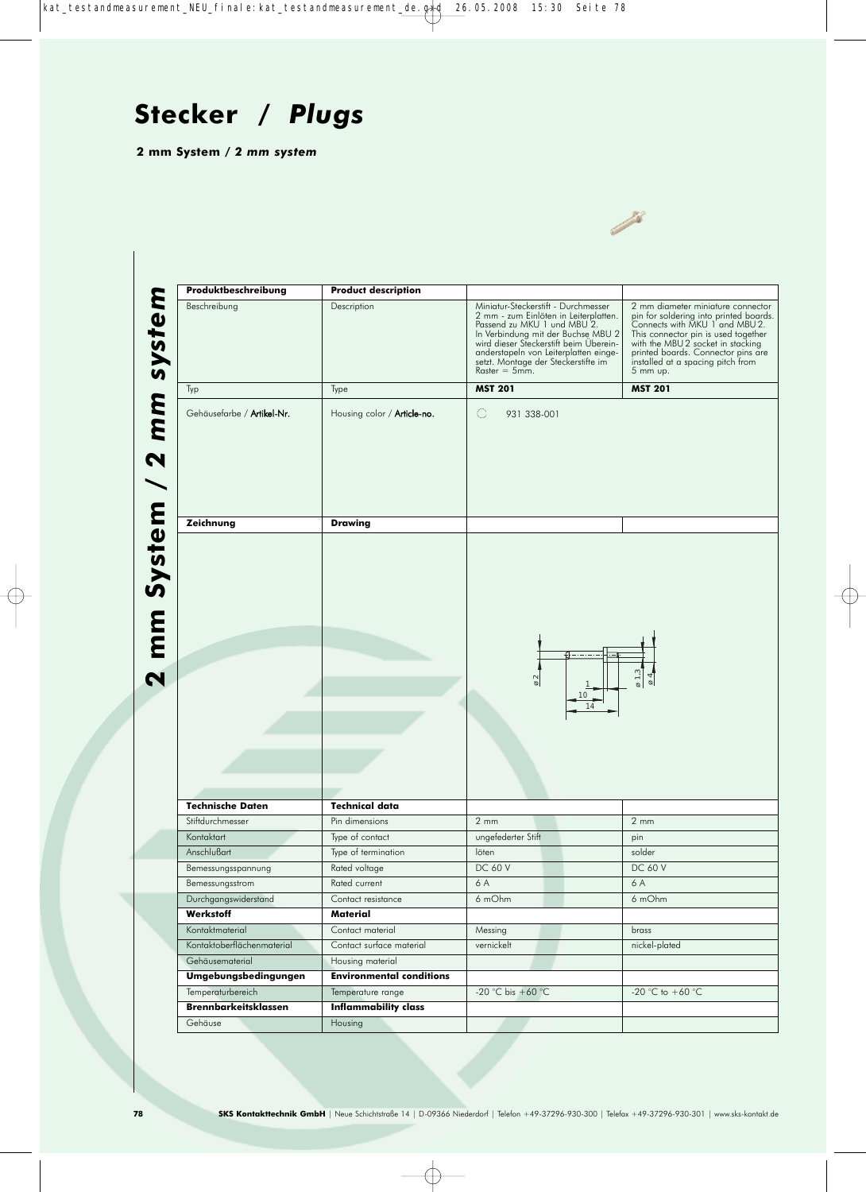# Stecker / *Plugs*

**2 mm System / *2 mm system***

| Produktbeschreibung | Product description | | |
|---|---|---|---|
| Beschreibung | Description | Miniatur-Steckerstift - Durchmesser 2 mm - zum Einlöten in Leiterplatten. Passend zu MKU 1 und MBU 2. In Verbindung mit der Buchse MBU 2 wird dieser Steckerstift beim Übereinanderstapeln von Leiterplatten eingesetzt. Montage der Steckerstifte im Raster = 5mm. | 2 mm diameter miniature connector pin for soldering into printed boards. Connects with MKU 1 and MBU 2. This connector pin is used together with the MBU 2 socket in stacking printed boards. Connector pins are installed at a spacing pitch from 5 mm up. |
| Typ | Type | **MST 201** | **MST 201** |
| Gehäusefarbe / **Artikel-Nr.** | Housing color / **Article-no.** | 931 338-001 | |
| **Zeichnung** | **Drawing** | | |
| | | ø 2, 1, 10, 14, ø 1,3, ø 4 | |
| **Technische Daten** | **Technical data** | | |
| Stiftdurchmesser | Pin dimensions | 2 mm | 2 mm |
| Kontaktart | Type of contact | ungefederter Stift | pin |
| Anschlußart | Type of termination | löten | solder |
| Bemessungsspannung | Rated voltage | DC 60 V | DC 60 V |
| Bemessungsstrom | Rated current | 6 A | 6 A |
| Durchgangswiderstand | Contact resistance | 6 mOhm | 6 mOhm |
| **Werkstoff** | **Material** | | |
| Kontaktmaterial | Contact material | Messing | brass |
| Kontaktoberflächenmaterial | Contact surface material | vernickelt | nickel-plated |
| Gehäusematerial | Housing material | | |
| **Umgebungsbedingungen** | **Environmental conditions** | | |
| Temperaturbereich | Temperature range | -20 °C bis +60 °C | -20 °C to +60 °C |
| **Brennbarkeitsklassen** | **Inflammability class** | | |
| Gehäuse | Housing | | |

**SKS Kontakttechnik GmbH** | Neue Schichtstraße 14 | D-09366 Niederdorf | Telefon +49-37296-930-300 | Telefax +49-37296-930-301 | www.sks-kontakt.de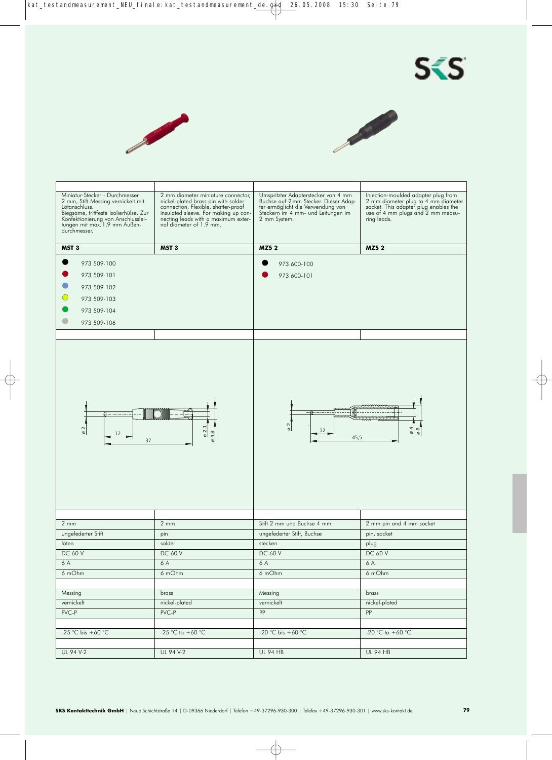| | | | |
|---|---|---|---|
| Miniatur-Stecker - Durchmesser 2 mm, Stift Messing vernickelt mit Lötanschluss. Biegsame, trittfeste Isolierhülse. Zur Konfektionierung von Anschlussleitungen mit max. 1,9 mm Außendurchmesser. | 2 mm diameter miniature connector, nickel-plated brass pin with solder connection. Flexible, shatter-proof insulated sleeve. For making up connecting leads with a maximum external diameter of 1.9 mm. | Umspritzter Adapterstecker von 4 mm Buchse auf 2 mm Stecker. Dieser Adapter ermöglicht die Verwendung von Steckern im 4 mm- und Leitungen im 2 mm System. | Injection-moulded adapter plug from 2 mm diameter plug to 4 mm diameter socket. This adapter plug enables the use of 4 mm plugs and 2 mm measuring leads. |
| **MST 3** | **MST 3** | **MZS 2** | **MZS 2** |
| ● 973 509-100<br>● 973 509-101<br>● 973 509-102<br>● 973 509-103<br>● 973 509-104<br>● 973 509-106 | | ● 973 600-100<br>● 973 600-101 | |
| ø 2, 12, 37, ø 2,1, ø 4,8 | | ø 2, 12, 45,5, ø 4, ø 8 | |
| 2 mm | 2 mm | Stift 2 mm und Buchse 4 mm | 2 mm pin and 4 mm socket |
| ungefederter Stift | pin | ungefederter Stift, Buchse | pin, socket |
| löten | solder | stecken | plug |
| DC 60 V | DC 60 V | DC 60 V | DC 60 V |
| 6 A | 6 A | 6 A | 6 A |
| 6 mOhm | 6 mOhm | 6 mOhm | 6 mOhm |
| Messing | brass | Messing | brass |
| vernickelt | nickel-plated | vernickelt | nickel-plated |
| PVC-P | PVC-P | PP | PP |
| -25 °C bis +60 °C | -25 °C to +60 °C | -20 °C bis +60 °C | -20 °C to +60 °C |
| UL 94 V-2 | UL 94 V-2 | UL 94 HB | UL 94 HB |

**SKS Kontakttechnik GmbH** | Neue Schichtstraße 14 | D-09366 Niederdorf | Telefon +49-37296-930-300 | Telefax +49-37296-930-301 | www.sks-kontakt.de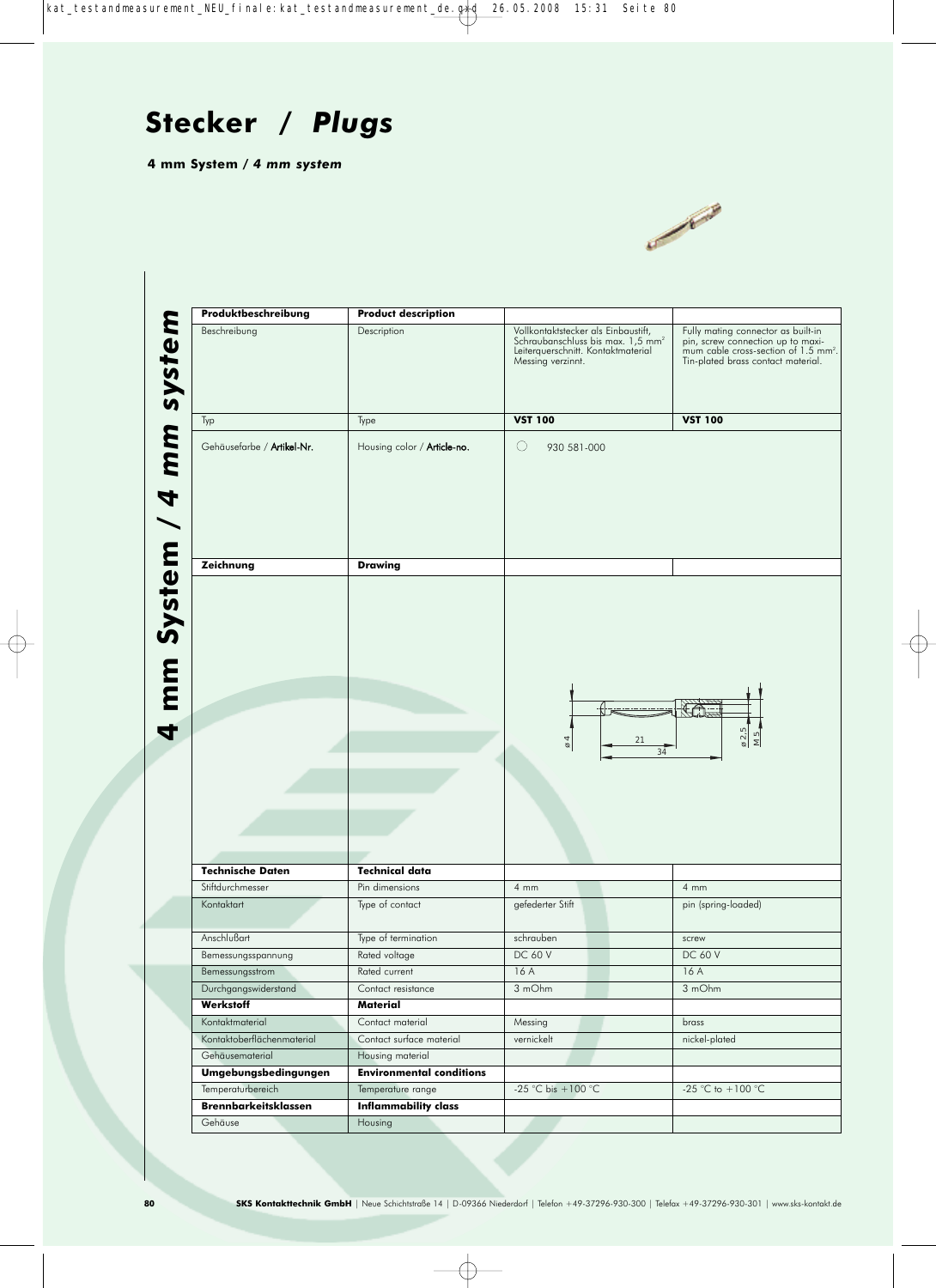# Stecker / *Plugs*

**4 mm System / *4 mm system***

| Produktbeschreibung | Product description | | |
|---|---|---|---|
| Beschreibung | Description | Vollkontaktstecker als Einbaustift, Schraubanschluss bis max. 1,5 mm² Leiterquerschnitt. Kontaktmaterial Messing verzinnt. | Fully mating connector as built-in pin, screw connection up to maximum cable cross-section of 1.5 mm². Tin-plated brass contact material. |
| Typ | Type | **VST 100** | **VST 100** |
| Gehäusefarbe / Artikel-Nr. | Housing color / Article-no. | ○ 930 581-000 | |
| **Zeichnung** | **Drawing** | | |
| | | ø 4, 21, 34, ø 2,5, M 5 | |
| **Technische Daten** | **Technical data** | | |
| Stiftdurchmesser | Pin dimensions | 4 mm | 4 mm |
| Kontaktart | Type of contact | gefederter Stift | pin (spring-loaded) |
| Anschlußart | Type of termination | schrauben | screw |
| Bemessungsspannung | Rated voltage | DC 60 V | DC 60 V |
| Bemessungsstrom | Rated current | 16 A | 16 A |
| Durchgangswiderstand | Contact resistance | 3 mOhm | 3 mOhm |
| **Werkstoff** | **Material** | | |
| Kontaktmaterial | Contact material | Messing | brass |
| Kontaktoberflächenmaterial | Contact surface material | vernickelt | nickel-plated |
| Gehäusematerial | Housing material | | |
| **Umgebungsbedingungen** | **Environmental conditions** | | |
| Temperaturbereich | Temperature range | -25 °C bis +100 °C | -25 °C to +100 °C |
| **Brennbarkeitsklassen** | **Inflammability class** | | |
| Gehäuse | Housing | | |

**SKS Kontakttechnik GmbH** | Neue Schichtstraße 14 | D-09366 Niederdorf | Telefon +49-37296-930-300 | Telefax +49-37296-930-301 | www.sks-kontakt.de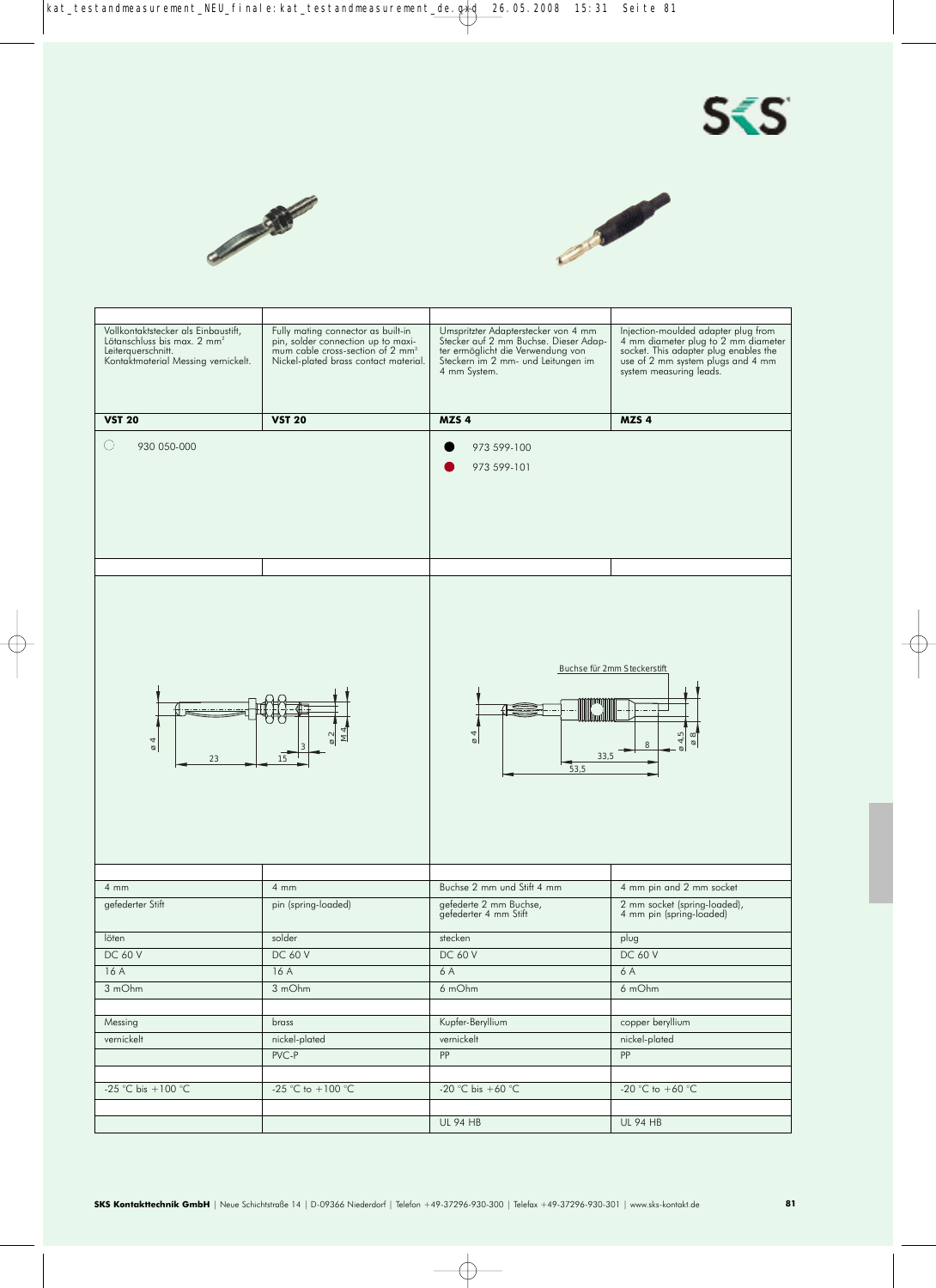| Vollkontaktstecker als Einbaustift, Lötanschluss bis max. 2 mm² Leiterquerschnitt. Kontaktmaterial Messing vernickelt. | Fully mating connector as built-in pin, solder connection up to maximum cable cross-section of 2 mm² Nickel-plated brass contact material. | Umspritzter Adapterstecker von 4 mm Stecker auf 2 mm Buchse. Dieser Adapter ermöglicht die Verwendung von Steckern im 2 mm- und Leitungen im 4 mm System. | Injection-moulded adapter plug from 4 mm diameter plug to 2 mm diameter socket. This adapter plug enables the use of 2 mm system plugs and 4 mm system measuring leads. |
|---|---|---|---|
| **VST 20** | **VST 20** | **MZS 4** | **MZS 4** |
| ○ 930 050-000 | | ● 973 599-100<br>● (rot) 973 599-101 | |

Buchse für 2mm Steckerstift

| 4 mm | 4 mm | Buchse 2 mm und Stift 4 mm | 4 mm pin and 2 mm socket |
|---|---|---|---|
| gefederter Stift | pin (spring-loaded) | gefederte 2 mm Buchse, gefederter 4 mm Stift | 2 mm socket (spring-loaded), 4 mm pin (spring-loaded) |
| löten | solder | stecken | plug |
| DC 60 V | DC 60 V | DC 60 V | DC 60 V |
| 16 A | 16 A | 6 A | 6 A |
| 3 mOhm | 3 mOhm | 6 mOhm | 6 mOhm |
| | | | |
| Messing | brass | Kupfer-Beryllium | copper beryllium |
| vernickelt | nickel-plated | vernickelt | nickel-plated |
| | PVC-P | PP | PP |
| | | | |
| -25 °C bis +100 °C | -25 °C to +100 °C | -20 °C bis +60 °C | -20 °C to +60 °C |
| | | | |
| | | UL 94 HB | UL 94 HB |

**SKS Kontakttechnik GmbH** | Neue Schichtstraße 14 | D-09366 Niederdorf | Telefon +49-37296-930-300 | Telefax +49-37296-930-301 | www.sks-kontakt.de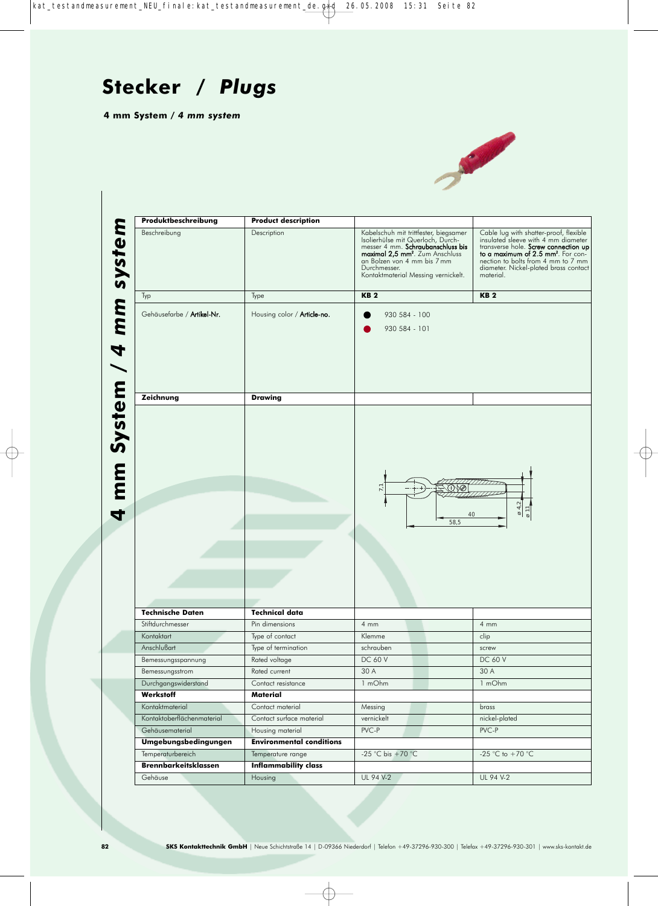# Stecker / *Plugs*

**4 mm System / *4 mm system***

| Produktbeschreibung | Product description | | |
|---|---|---|---|
| Beschreibung | Description | Kabelschuh mit trittfester, biegsamer Isolierhülse mit Querloch, Durchmesser 4 mm. **Schraubanschluss bis maximal 2,5 mm².** Zum Anschluss an Bolzen von 4 mm bis 7 mm Durchmesser. Kontaktmaterial Messing vernickelt. | Cable lug with shatter-proof, flexible insulated sleeve with 4 mm diameter transverse hole. **Screw connection up to a maximum of 2.5 mm².** For connection to bolts from 4 mm to 7 mm diameter. Nickel-plated brass contact material. |
| Typ | Type | **KB 2** | **KB 2** |
| Gehäusefarbe / **Artikel-Nr.** | Housing color / **Article-no.** | ● 930 584 - 100<br>● 930 584 - 101 | |
| **Zeichnung** | **Drawing** | | |
| **Technische Daten** | **Technical data** | | |
| Stiftdurchmesser | Pin dimensions | 4 mm | 4 mm |
| Kontaktart | Type of contact | Klemme | clip |
| Anschlußart | Type of termination | schrauben | screw |
| Bemessungsspannung | Rated voltage | DC 60 V | DC 60 V |
| Bemessungsstrom | Rated current | 30 A | 30 A |
| Durchgangswiderstand | Contact resistance | 1 mOhm | 1 mOhm |
| **Werkstoff** | **Material** | | |
| Kontaktmaterial | Contact material | Messing | brass |
| Kontaktoberflächenmaterial | Contact surface material | vernickelt | nickel-plated |
| Gehäusematerial | Housing material | PVC-P | PVC-P |
| **Umgebungsbedingungen** | **Environmental conditions** | | |
| Temperaturbereich | Temperature range | -25 °C bis +70 °C | -25 °C to +70 °C |
| **Brennbarkeitsklassen** | **Inflammability class** | | |
| Gehäuse | Housing | UL 94 V-2 | UL 94 V-2 |

**SKS Kontakttechnik GmbH** | Neue Schichtstraße 14 | D-09366 Niederdorf | Telefon +49-37296-930-300 | Telefax +49-37296-930-301 | www.sks-kontakt.de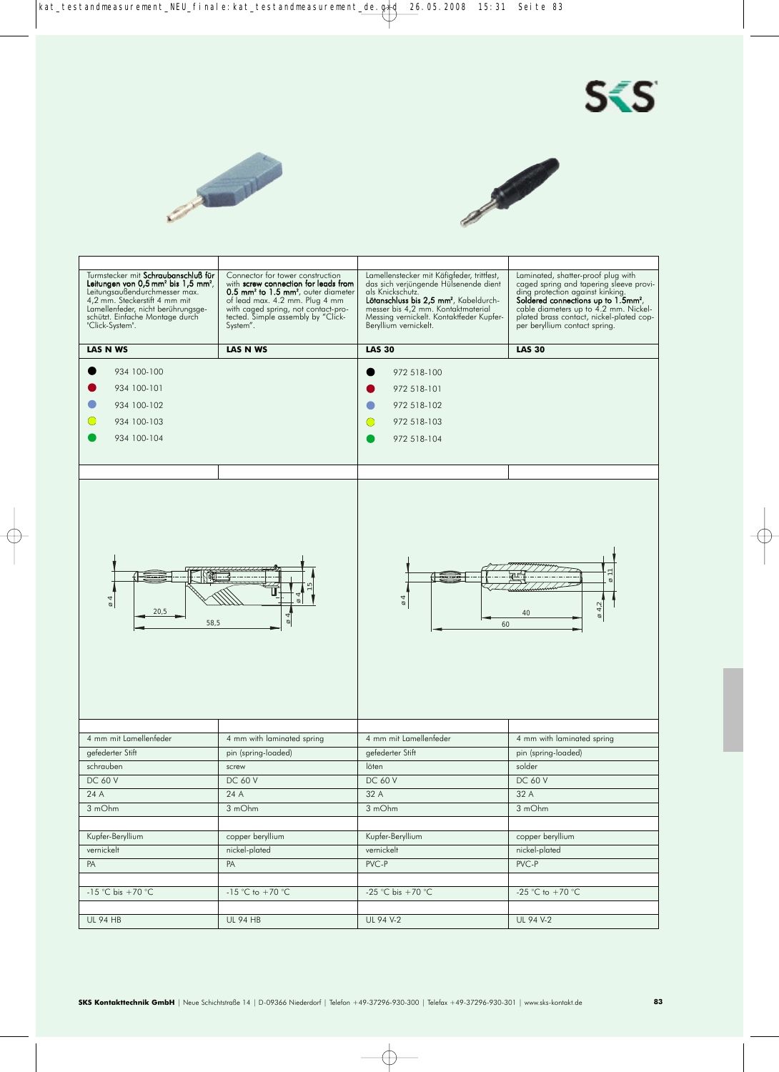| Turmstecker mit **Schraubanschluß für Leitungen von 0,5 mm² bis 1,5 mm²**, Leitungsaußendurchmesser max. 4,2 mm. Steckerstift 4 mm mit Lamellenfeder, nicht berührungsgeschützt. Einfache Montage durch "Click-System". | Connector for tower construction with **screw connection for leads from 0.5 mm² to 1.5 mm²**, outer diameter of lead max. 4.2 mm. Plug 4 mm with caged spring, not contact-protected. Simple assembly by "Click-System". | Lamellenstecker mit Käfigfeder, trittfest, das sich verjüngende Hülsenende dient als Knickschutz. **Lötanschluss bis 2,5 mm²**, Kabeldurchmesser bis 4,2 mm. Kontaktmaterial Messing vernickelt. Kontaktfeder Kupfer-Beryllium vernickelt. | Laminated, shatter-proof plug with caged spring and tapering sleeve providing protection against kinking. **Soldered connections up to 1.5mm²**, cable diameters up to 4.2 mm. Nickel-plated brass contact, nickel-plated copper beryllium contact spring. |
|---|---|---|---|
| **LAS N WS** | **LAS N WS** | **LAS 30** | **LAS 30** |
| ● 934 100-100 | | ● 972 518-100 | |
| ● 934 100-101 | | ● 972 518-101 | |
| ● 934 100-102 | | ● 972 518-102 | |
| ● 934 100-103 | | ● 972 518-103 | |
| ● 934 100-104 | | ● 972 518-104 | |
| ø 4, 20,5, 58,5, ø 4, ø 4, 15 | | ø 4, 40, 60, ø 11, ø 4,2 | |
| 4 mm mit Lamellenfeder | 4 mm with laminated spring | 4 mm mit Lamellenfeder | 4 mm with laminated spring |
| gefederter Stift | pin (spring-loaded) | gefederter Stift | pin (spring-loaded) |
| schrauben | screw | löten | solder |
| DC 60 V | DC 60 V | DC 60 V | DC 60 V |
| 24 A | 24 A | 32 A | 32 A |
| 3 mOhm | 3 mOhm | 3 mOhm | 3 mOhm |
| Kupfer-Beryllium | copper beryllium | Kupfer-Beryllium | copper beryllium |
| vernickelt | nickel-plated | vernickelt | nickel-plated |
| PA | PA | PVC-P | PVC-P |
| -15 °C bis +70 °C | -15 °C to +70 °C | -25 °C bis +70 °C | -25 °C to +70 °C |
| UL 94 HB | UL 94 HB | UL 94 V-2 | UL 94 V-2 |

**SKS Kontakttechnik GmbH** | Neue Schichtstraße 14 | D-09366 Niederdorf | Telefon +49-37296-930-300 | Telefax +49-37296-930-301 | www.sks-kontakt.de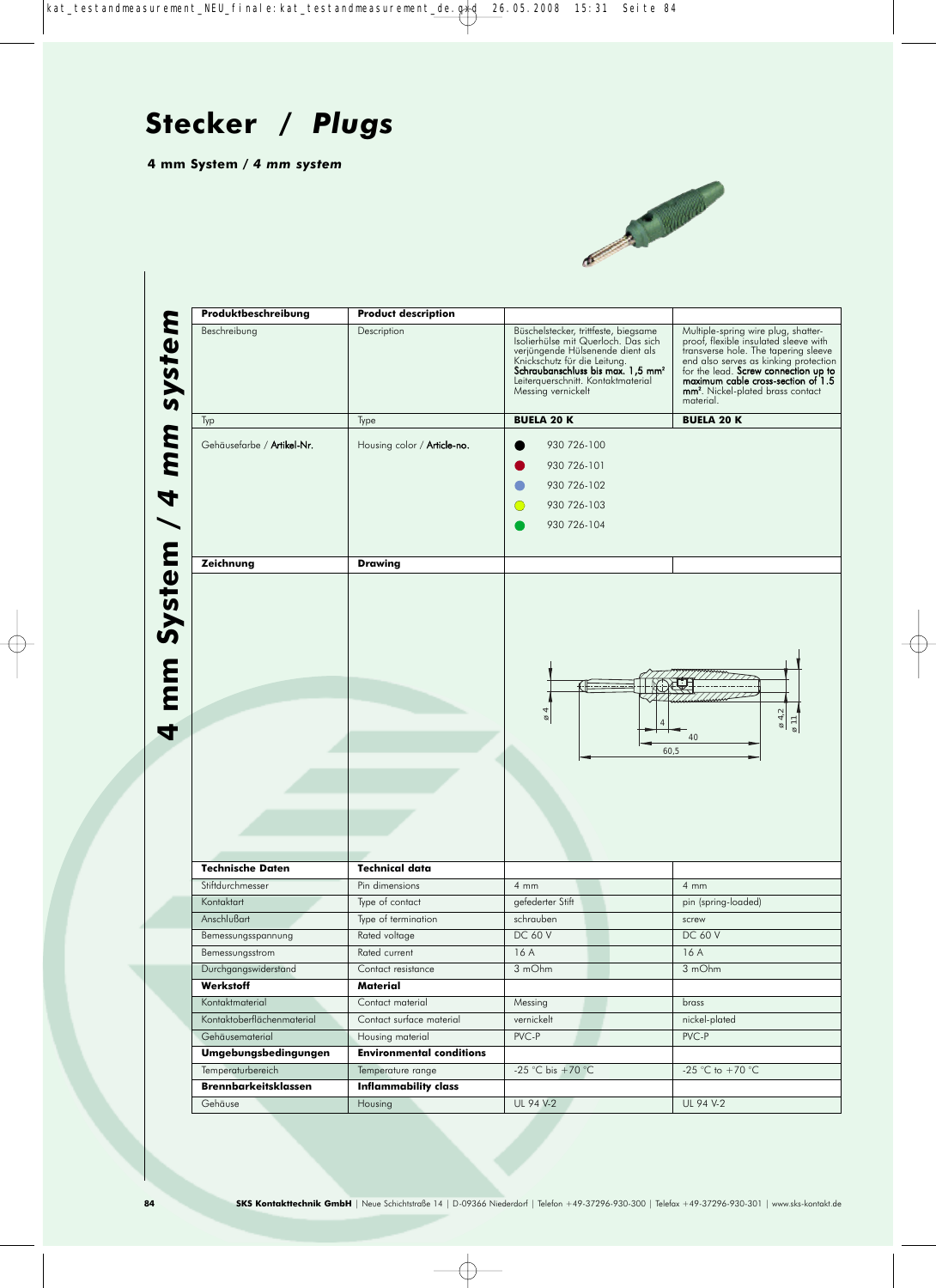# Stecker / *Plugs*

**4 mm System / *4 mm system***

| **Produktbeschreibung** | **Product description** | | |
|---|---|---|---|
| Beschreibung | Description | Büschelstecker, trittfeste, biegsame Isolierhülse mit Querloch. Das sich verjüngende Hülsenende dient als Knickschutz für die Leitung. **Schraubanschluss bis max. 1,5 mm²** Leiterquerschnitt. Kontaktmaterial Messing vernickelt | Multiple-spring wire plug, shatter-proof, flexible insulated sleeve with transverse hole. The tapering sleeve end also serves as kinking protection for the lead. **Screw connection up to maximum cable cross-section of 1.5 mm²**. Nickel-plated brass contact material. |
| Typ | Type | **BUELA 20 K** | **BUELA 20 K** |
| Gehäusefarbe / **Artikel-Nr.** | Housing color / **Article-no.** | ● 930 726-100<br>● 930 726-101<br>● 930 726-102<br>● 930 726-103<br>● 930 726-104 | |
| **Zeichnung** | **Drawing** | ø 4, 4, 40, 60,5, ø 4,2, ø 11 | |
| **Technische Daten** | **Technical data** | | |
| Stiftdurchmesser | Pin dimensions | 4 mm | 4 mm |
| Kontaktart | Type of contact | gefederter Stift | pin (spring-loaded) |
| Anschlußart | Type of termination | schrauben | screw |
| Bemessungsspannung | Rated voltage | DC 60 V | DC 60 V |
| Bemessungsstrom | Rated current | 16 A | 16 A |
| Durchgangswiderstand | Contact resistance | 3 mOhm | 3 mOhm |
| **Werkstoff** | **Material** | | |
| Kontaktmaterial | Contact material | Messing | brass |
| Kontaktoberflächenmaterial | Contact surface material | vernickelt | nickel-plated |
| Gehäusematerial | Housing material | PVC-P | PVC-P |
| **Umgebungsbedingungen** | **Environmental conditions** | | |
| Temperaturbereich | Temperature range | -25 °C bis +70 °C | -25 °C to +70 °C |
| **Brennbarkeitsklassen** | **Inflammability class** | | |
| Gehäuse | Housing | UL 94 V-2 | UL 94 V-2 |

**SKS Kontakttechnik GmbH** | Neue Schichtstraße 14 | D-09366 Niederdorf | Telefon +49-37296-930-300 | Telefax +49-37296-930-301 | www.sks-kontakt.de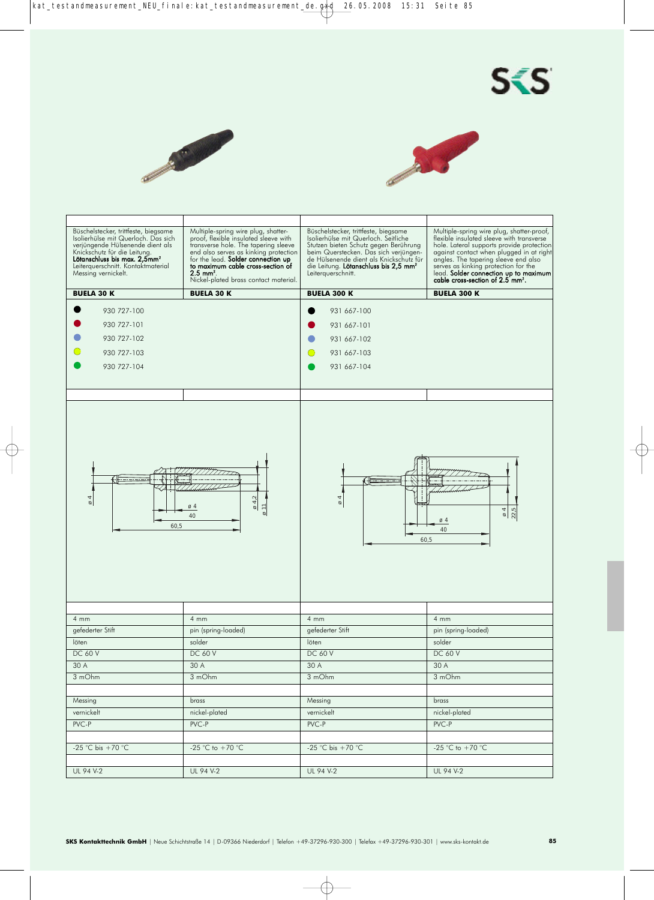| Büschelstecker, trittfeste, biegsame Isolierhülse mit Querloch. Das sich verjüngende Hülsenende dient als Knickschutz für die Leitung. **Lötanschluss bis max. 2,5mm²** Leiterquerschnitt. Kontaktmaterial Messing vernickelt. | Multiple-spring wire plug, shatter-proof, flexible insulated sleeve with transverse hole. The tapering sleeve end also serves as kinking protection for the lead. **Solder connection up to maximum cable cross-section of 2.5 mm².** Nickel-plated brass contact material. | Büschelstecker, trittfeste, biegsame Isolierhülse mit Querloch. Seitliche Stutzen bieten Schutz gegen Berührung beim Querstecken. Das sich verjüngende Hülsenende dient als Knickschutz für die Leitung. **Lötanschluss bis 2,5 mm²** Leiterquerschnitt. | Multiple-spring wire plug, shatter-proof, flexible insulated sleeve with transverse hole. Lateral supports provide protection against contact when plugged in at right angles. The tapering sleeve end also serves as kinking protection for the lead. **Solder connection up to maximum cable cross-section of 2.5 mm².** |
|---|---|---|---|
| **BUELA 30 K** | **BUELA 30 K** | **BUELA 300 K** | **BUELA 300 K** |
| ● 930 727-100 | | ● 931 667-100 | |
| ● 930 727-101 | | ● 931 667-101 | |
| ● 930 727-102 | | ● 931 667-102 | |
| ● 930 727-103 | | ● 931 667-103 | |
| ● 930 727-104 | | ● 931 667-104 | |
| ø 4, ø 4, 40, 60,5, ø 4,2, ø 11 | | ø 4, ø 4, 40, 60,5, ø 4, 22,5 | |
| 4 mm | 4 mm | 4 mm | 4 mm |
| gefederter Stift | pin (spring-loaded) | gefederter Stift | pin (spring-loaded) |
| löten | solder | löten | solder |
| DC 60 V | DC 60 V | DC 60 V | DC 60 V |
| 30 A | 30 A | 30 A | 30 A |
| 3 mOhm | 3 mOhm | 3 mOhm | 3 mOhm |
| Messing | brass | Messing | brass |
| vernickelt | nickel-plated | vernickelt | nickel-plated |
| PVC-P | PVC-P | PVC-P | PVC-P |
| -25 °C bis +70 °C | -25 °C to +70 °C | -25 °C bis +70 °C | -25 °C to +70 °C |
| UL 94 V-2 | UL 94 V-2 | UL 94 V-2 | UL 94 V-2 |

**SKS Kontakttechnik GmbH** | Neue Schichtstraße 14 | D-09366 Niederdorf | Telefon +49-37296-930-300 | Telefax +49-37296-930-301 | www.sks-kontakt.de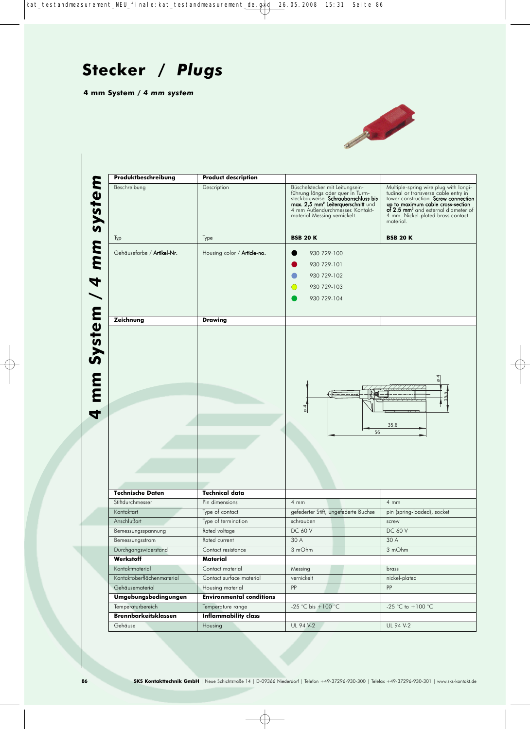# Stecker / *Plugs*

**4 mm System / *4 mm system***

| **Produktbeschreibung** | **Product description** | | |
|---|---|---|---|
| Beschreibung | Description | Büschelstecker mit Leitungseinführung längs oder quer in Turmsteckbauweise. Schraubanschluss bis max. 2,5 mm² Leiterquerschnitt und 4 mm Außendurchmesser. Kontaktmaterial Messing vernickelt. | Multiple-spring wire plug with longitudinal or transverse cable entry in tower construction. Screw connection up to maximum cable cross-section of 2.5 mm² and external diameter of 4 mm. Nickel-plated brass contact material. |
| Typ | Type | **BSB 20 K** | **BSB 20 K** |
| Gehäusefarbe / Artikel-Nr. | Housing color / Article-no. | ● 930 729-100<br>● 930 729-101<br>● 930 729-102<br>● 930 729-103<br>● 930 729-104 | |
| **Zeichnung** | **Drawing** | | |
| | | ø 4, ø 4, 15,5, 35,6, 56 | |
| **Technische Daten** | **Technical data** | | |
| Stiftdurchmesser | Pin dimensions | 4 mm | 4 mm |
| Kontaktart | Type of contact | gefederter Stift, ungefederte Buchse | pin (spring-loaded), socket |
| Anschlußart | Type of termination | schrauben | screw |
| Bemessungsspannung | Rated voltage | DC 60 V | DC 60 V |
| Bemessungsstrom | Rated current | 30 A | 30 A |
| Durchgangswiderstand | Contact resistance | 3 mOhm | 3 mOhm |
| **Werkstoff** | **Material** | | |
| Kontaktmaterial | Contact material | Messing | brass |
| Kontaktoberflächenmaterial | Contact surface material | vernickelt | nickel-plated |
| Gehäusematerial | Housing material | PP | PP |
| **Umgebungsbedingungen** | **Environmental conditions** | | |
| Temperaturbereich | Temperature range | -25 °C bis +100 °C | -25 °C to +100 °C |
| **Brennbarkeitsklassen** | **Inflammability class** | | |
| Gehäuse | Housing | UL 94 V-2 | UL 94 V-2 |

**SKS Kontakttechnik GmbH** | Neue Schichtstraße 14 | D-09366 Niederdorf | Telefon +49-37296-930-300 | Telefax +49-37296-930-301 | www.sks-kontakt.de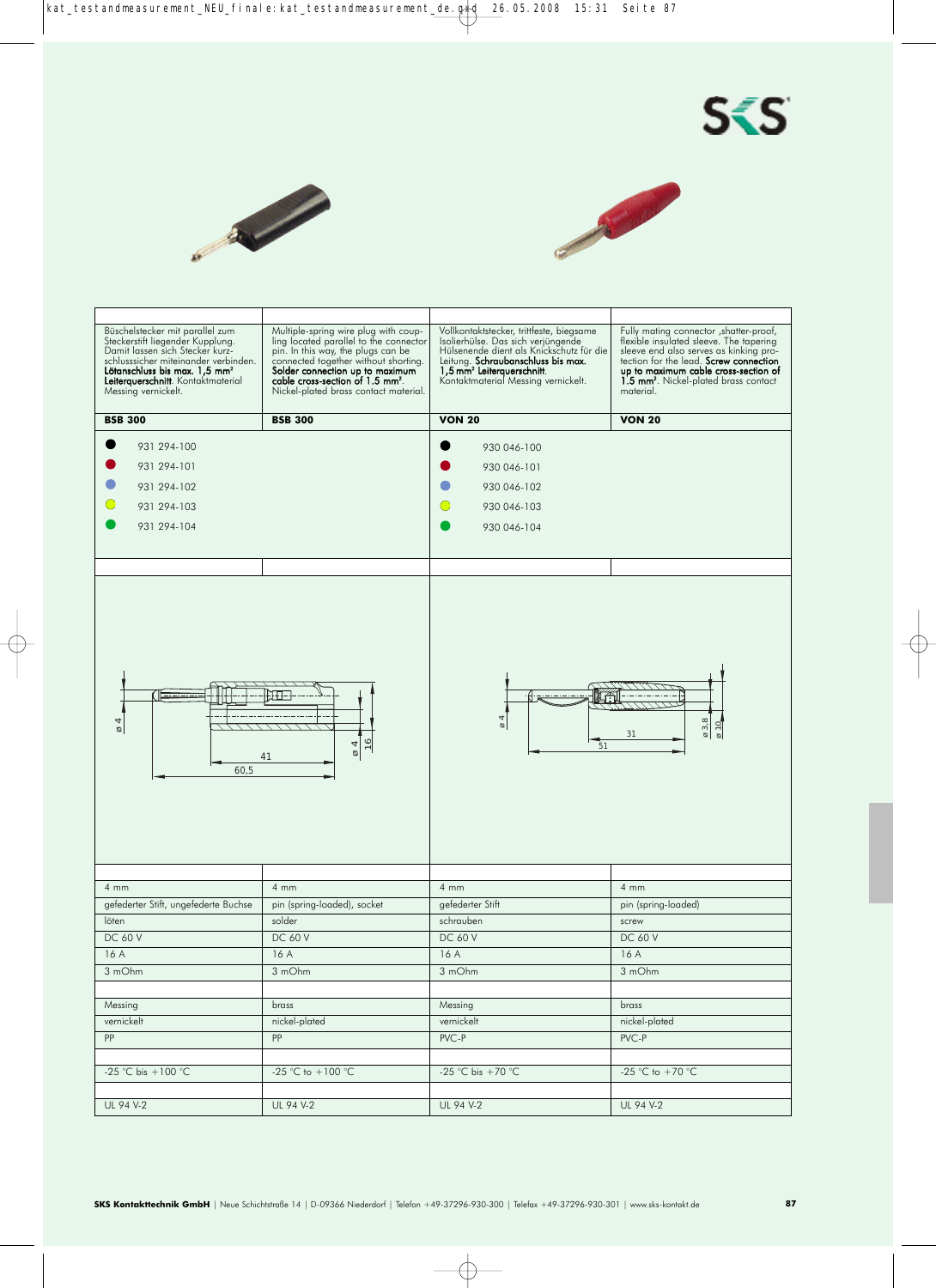| Büschelstecker mit parallel zum Steckerstift liegender Kupplung. Damit lassen sich Stecker kurzschlusssicher miteinander verbinden. **Lötanschluss bis max. 1,5 mm² Leiterquerschnitt**. Kontaktmaterial Messing vernickelt. | Multiple-spring wire plug with coupling located parallel to the connector pin. In this way, the plugs can be connected together without shorting. **Solder connection up to maximum cable cross-section of 1.5 mm²**. Nickel-plated brass contact material. | Vollkontaktstecker, trittfeste, biegsame Isolierhülse. Das sich verjüngende Hülsenende dient als Knickschutz für die Leitung. **Schraubanschluss bis max. 1,5 mm² Leiterquerschnitt**. Kontaktmaterial Messing vernickelt. | Fully mating connector ,shatter-proof, flexible insulated sleeve. The tapering sleeve end also serves as kinking protection for the lead. **Screw connection up to maximum cable cross-section of 1.5 mm²**. Nickel-plated brass contact material. |
|---|---|---|---|
| **BSB 300** | **BSB 300** | **VON 20** | **VON 20** |
| ● 931 294-100 | | ● 930 046-100 | |
| ● 931 294-101 | | ● 930 046-101 | |
| ● 931 294-102 | | ● 930 046-102 | |
| ● 931 294-103 | | ● 930 046-103 | |
| ● 931 294-104 | | ● 930 046-104 | |
| ø 4, 41, 60,5, ø 4, 16 | | ø 4, 31, 51, ø 3,8, ø 10 | |
| 4 mm | 4 mm | 4 mm | 4 mm |
| gefederter Stift, ungefederte Buchse | pin (spring-loaded), socket | gefederter Stift | pin (spring-loaded) |
| löten | solder | schrauben | screw |
| DC 60 V | DC 60 V | DC 60 V | DC 60 V |
| 16 A | 16 A | 16 A | 16 A |
| 3 mOhm | 3 mOhm | 3 mOhm | 3 mOhm |
| Messing | brass | Messing | brass |
| vernickelt | nickel-plated | vernickelt | nickel-plated |
| PP | PP | PVC-P | PVC-P |
| -25 °C bis +100 °C | -25 °C to +100 °C | -25 °C bis +70 °C | -25 °C to +70 °C |
| UL 94 V-2 | UL 94 V-2 | UL 94 V-2 | UL 94 V-2 |

**SKS Kontakttechnik GmbH** | Neue Schichtstraße 14 | D-09366 Niederdorf | Telefon +49-37296-930-300 | Telefax +49-37296-930-301 | www.sks-kontakt.de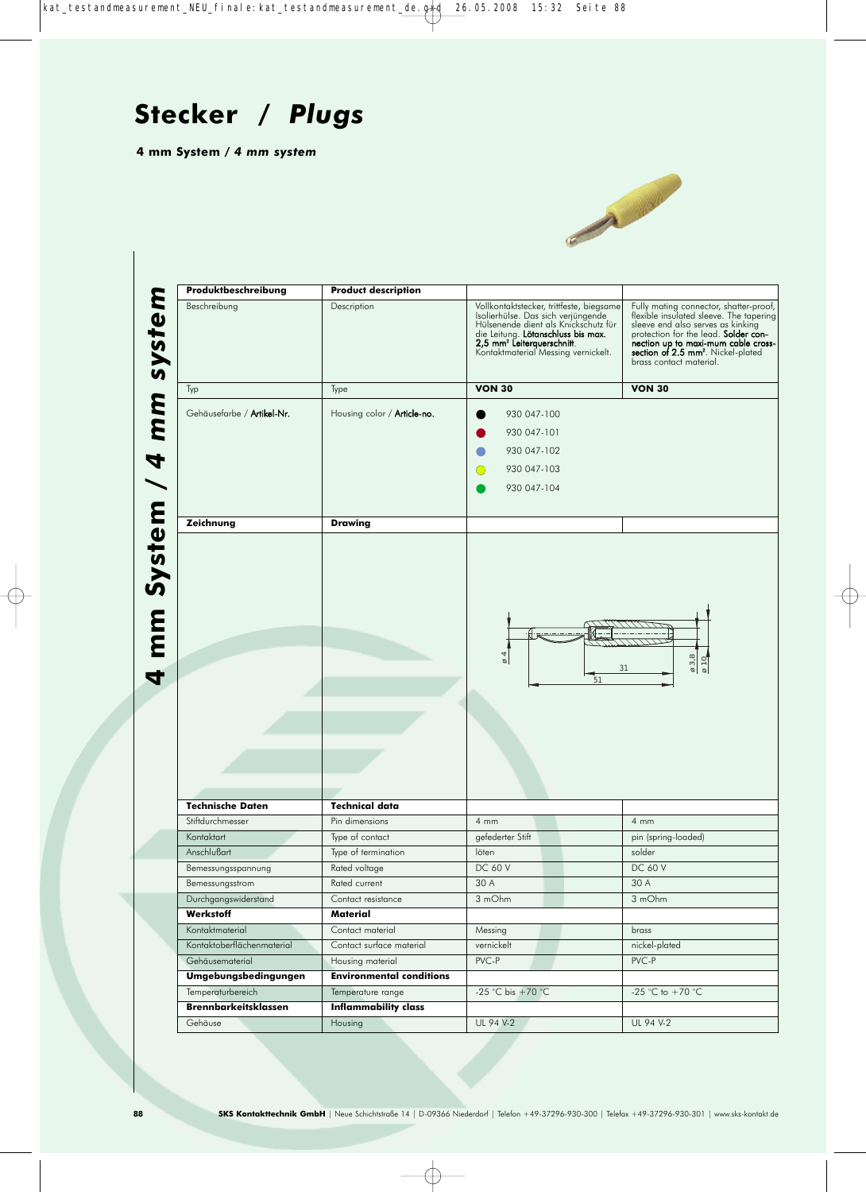# Stecker / *Plugs*

**4 mm System / *4 mm system***

| **Produktbeschreibung** | **Product description** | | |
|---|---|---|---|
| Beschreibung | Description | Vollkontaktstecker, trittfeste, biegsame Isolierhülse. Das sich verjüngende Hülsenende dient als Knickschutz für die Leitung. **Lötanschluss bis max. 2,5 mm² Leiterquerschnitt.** Kontaktmaterial Messing vernickelt. | Fully mating connector, shatter-proof, flexible insulated sleeve. The tapering sleeve end also serves as kinking protection for the lead. **Solder connection up to maxi-mum cable cross-section of 2.5 mm².** Nickel-plated brass contact material. |
| Typ | Type | **VON 30** | **VON 30** |
| Gehäusefarbe / **Artikel-Nr.** | Housing color / **Article-no.** | ● 930 047-100<br>● 930 047-101<br>● 930 047-102<br>● 930 047-103<br>● 930 047-104 | |
| **Zeichnung** | **Drawing** | ø 4 · 31 · 51 · ø 3,8 · ø 10 | |
| **Technische Daten** | **Technical data** | | |
| Stiftdurchmesser | Pin dimensions | 4 mm | 4 mm |
| Kontaktart | Type of contact | gefederter Stift | pin (spring-loaded) |
| Anschlußart | Type of termination | löten | solder |
| Bemessungsspannung | Rated voltage | DC 60 V | DC 60 V |
| Bemessungsstrom | Rated current | 30 A | 30 A |
| Durchgangswiderstand | Contact resistance | 3 mOhm | 3 mOhm |
| **Werkstoff** | **Material** | | |
| Kontaktmaterial | Contact material | Messing | brass |
| Kontaktoberflächenmaterial | Contact surface material | vernickelt | nickel-plated |
| Gehäusematerial | Housing material | PVC-P | PVC-P |
| **Umgebungsbedingungen** | **Environmental conditions** | | |
| Temperaturbereich | Temperature range | -25 °C bis +70 °C | -25 °C to +70 °C |
| **Brennbarkeitsklassen** | **Inflammability class** | | |
| Gehäuse | Housing | UL 94 V-2 | UL 94 V-2 |

**SKS Kontakttechnik GmbH** | Neue Schichtstraße 14 | D-09366 Niederdorf | Telefon +49-37296-930-300 | Telefax +49-37296-930-301 | www.sks-kontakt.de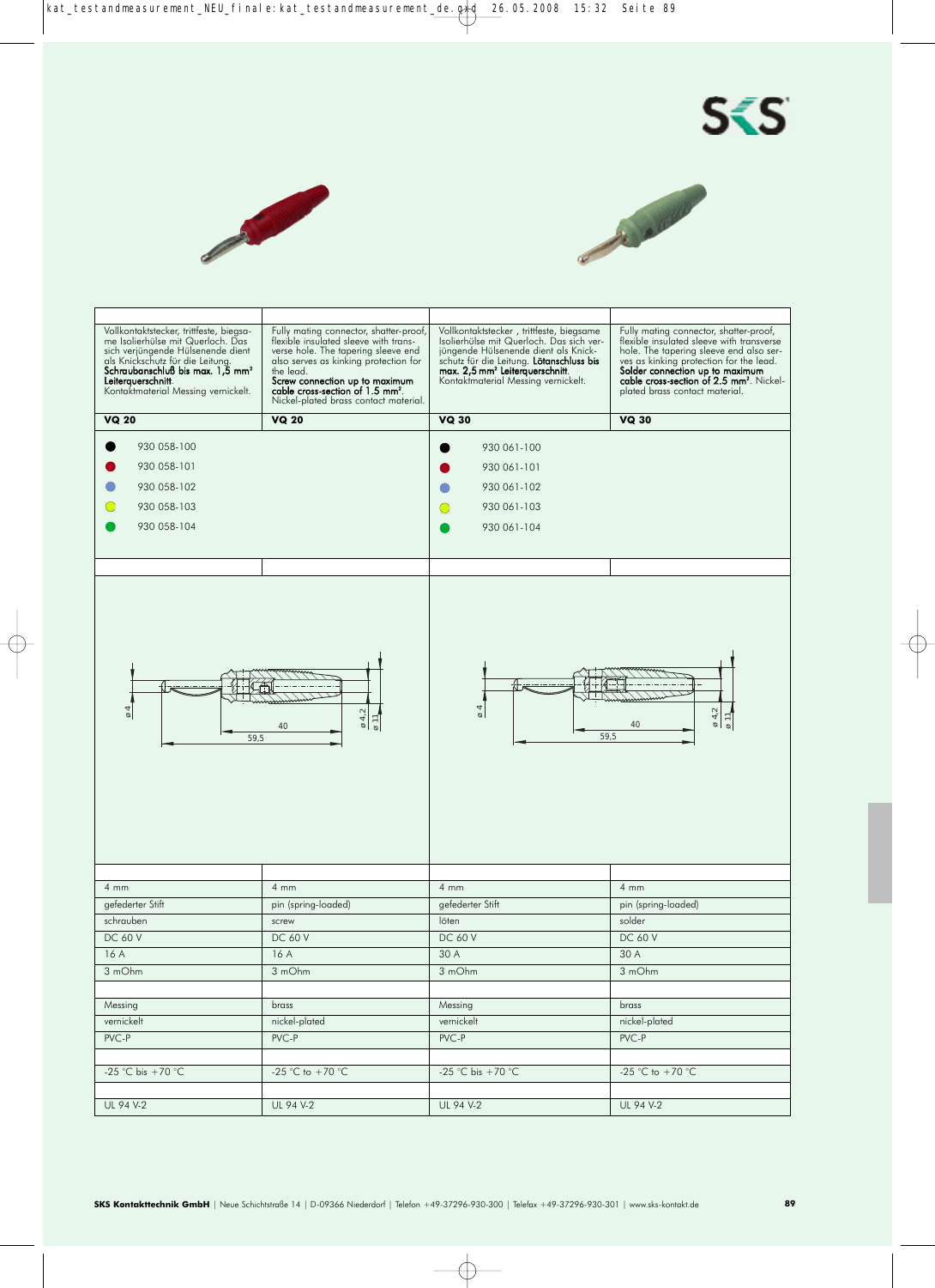| | | | |
|---|---|---|---|
| Vollkontaktstecker, trittfeste, biegsame Isolierhülse mit Querloch. Das sich verjüngende Hülsenende dient als Knickschutz für die Leitung. **Schraubanschluß bis max. 1,5 mm² Leiterquerschnitt.** Kontaktmaterial Messing vernickelt. | Fully mating connector, shatter-proof, flexible insulated sleeve with transverse hole. The tapering sleeve end also serves as kinking protection for the lead. **Screw connection up to maximum cable cross-section of 1.5 mm².** Nickel-plated brass contact material. | Vollkontaktstecker , trittfeste, biegsame Isolierhülse mit Querloch. Das sich verjüngende Hülsenende dient als Knickschutz für die Leitung. **Lötanschluss bis max. 2,5 mm² Leiterquerschnitt.** Kontaktmaterial Messing vernickelt. | Fully mating connector, shatter-proof, flexible insulated sleeve with transverse hole. The tapering sleeve end also serves as kinking protection for the lead. **Solder connection up to maximum cable cross-section of 2.5 mm².** Nickel-plated brass contact material. |
| **VQ 20** | **VQ 20** | **VQ 30** | **VQ 30** |
| 930 058-100 (black) | | 930 061-100 (black) | |
| 930 058-101 (red) | | 930 061-101 (red) | |
| 930 058-102 (blue) | | 930 061-102 (blue) | |
| 930 058-103 (yellow) | | 930 061-103 (yellow) | |
| 930 058-104 (green) | | 930 061-104 (green) | |
| ø 4, 40, 59,5, ø 4,2, ø 11 | | ø 4, 40, 59,5, ø 4,2, ø 11 | |
| 4 mm | 4 mm | 4 mm | 4 mm |
| gefederter Stift | pin (spring-loaded) | gefederter Stift | pin (spring-loaded) |
| schrauben | screw | löten | solder |
| DC 60 V | DC 60 V | DC 60 V | DC 60 V |
| 16 A | 16 A | 30 A | 30 A |
| 3 mOhm | 3 mOhm | 3 mOhm | 3 mOhm |
| | | | |
| Messing | brass | Messing | brass |
| vernickelt | nickel-plated | vernickelt | nickel-plated |
| PVC-P | PVC-P | PVC-P | PVC-P |
| | | | |
| -25 °C bis +70 °C | -25 °C to +70 °C | -25 °C bis +70 °C | -25 °C to +70 °C |
| | | | |
| UL 94 V-2 | UL 94 V-2 | UL 94 V-2 | UL 94 V-2 |

**SKS Kontakttechnik GmbH** | Neue Schichtstraße 14 | D-09366 Niederdorf | Telefon +49-37296-930-300 | Telefax +49-37296-930-301 | www.sks-kontakt.de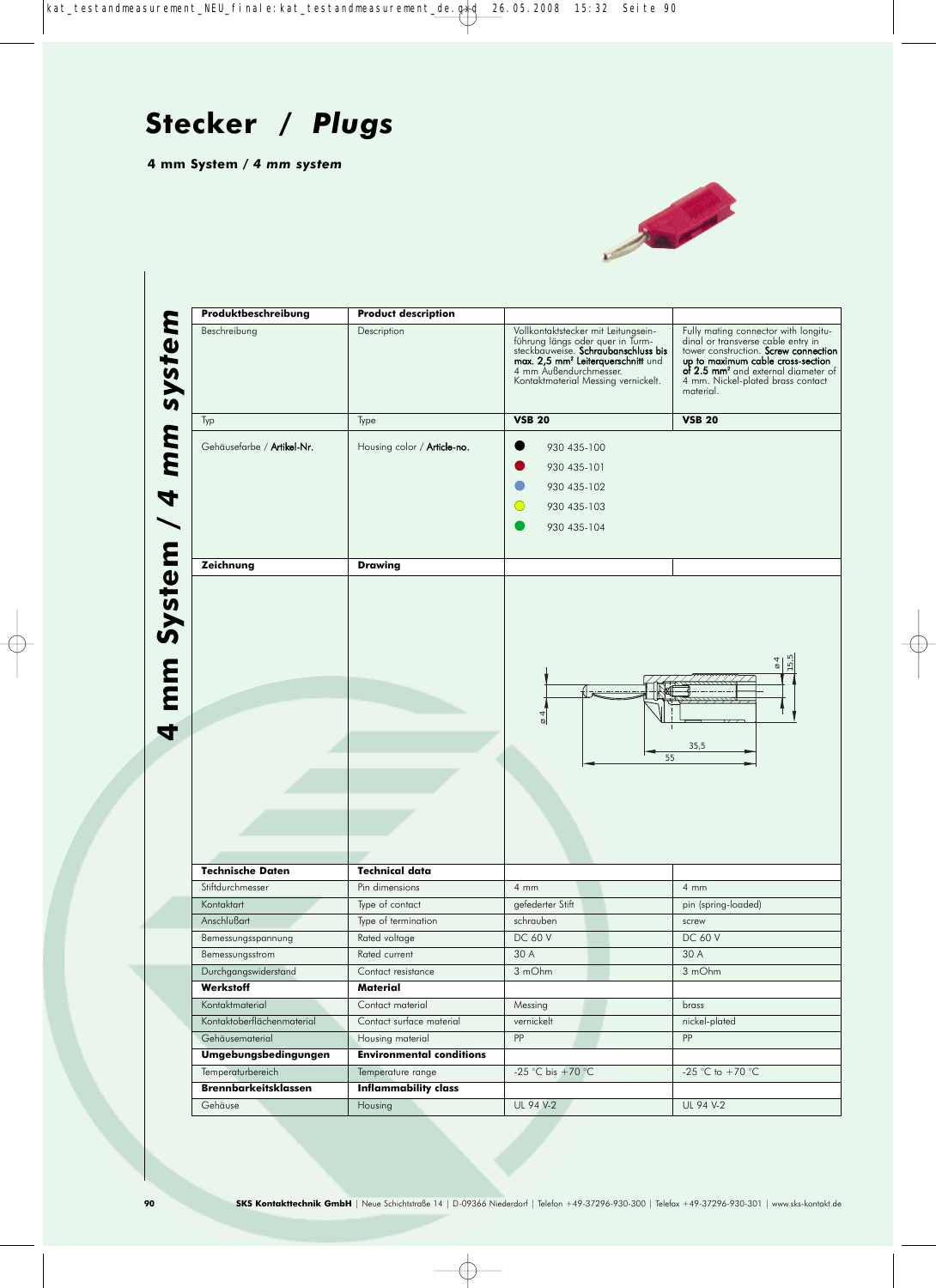# Stecker / *Plugs*

**4 mm System / *4 mm system***

| Produktbeschreibung | Product description | | |
|---|---|---|---|
| Beschreibung | Description | Vollkontaktstecker mit Leitungsein­führung längs oder quer in Turm­steckbauweise. Schraubanschluss bis max. 2,5 mm² Leiterquerschnitt und 4 mm Außendurchmesser. Kontaktmaterial Messing vernickelt. | Fully mating connector with longitu­dinal or transverse cable entry in tower construction. Screw connection up to maximum cable cross-section of 2.5 mm² and external diameter of 4 mm. Nickel-plated brass contact material. |
| Typ | Type | **VSB 20** | **VSB 20** |
| Gehäusefarbe / Artikel-Nr. | Housing color / Article-no. | ● 930 435-100<br>● 930 435-101<br>● 930 435-102<br>● 930 435-103<br>● 930 435-104 | |
| **Zeichnung** | **Drawing** | | |
| | | ø 4, ø 4, 15,5, 35,5, 55 | |
| **Technische Daten** | **Technical data** | | |
| Stiftdurchmesser | Pin dimensions | 4 mm | 4 mm |
| Kontaktart | Type of contact | gefederter Stift | pin (spring-loaded) |
| Anschlußart | Type of termination | schrauben | screw |
| Bemessungsspannung | Rated voltage | DC 60 V | DC 60 V |
| Bemessungsstrom | Rated current | 30 A | 30 A |
| Durchgangswiderstand | Contact resistance | 3 mOhm | 3 mOhm |
| **Werkstoff** | **Material** | | |
| Kontaktmaterial | Contact material | Messing | brass |
| Kontaktoberflächenmaterial | Contact surface material | vernickelt | nickel-plated |
| Gehäusematerial | Housing material | PP | PP |
| **Umgebungsbedingungen** | **Environmental conditions** | | |
| Temperaturbereich | Temperature range | -25 °C bis +70 °C | -25 °C to +70 °C |
| **Brennbarkeitsklassen** | **Inflammability class** | | |
| Gehäuse | Housing | UL 94 V-2 | UL 94 V-2 |

**SKS Kontakttechnik GmbH** | Neue Schichtstraße 14 | D-09366 Niederdorf | Telefon +49-37296-930-300 | Telefax +49-37296-930-301 | www.sks-kontakt.de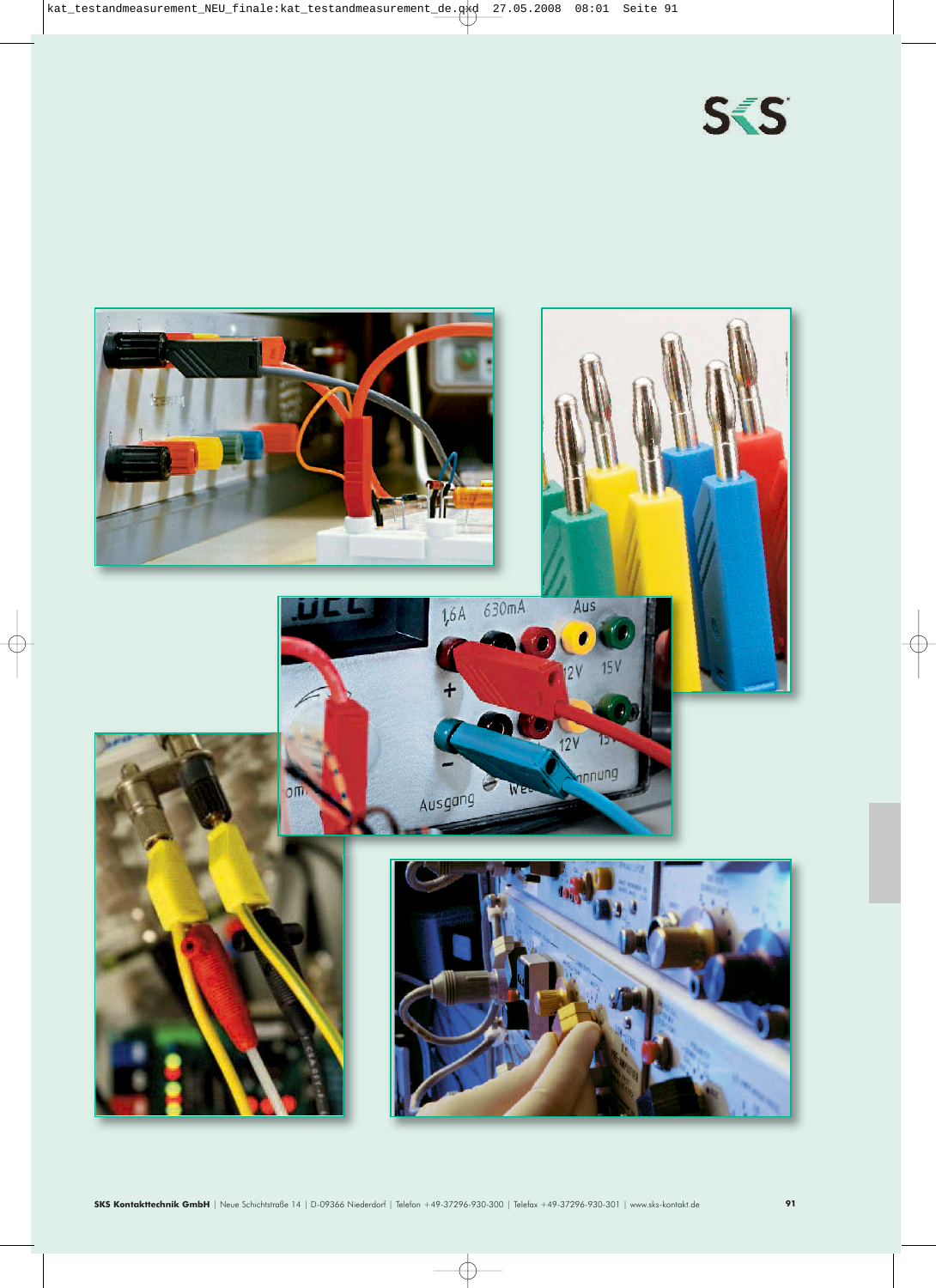SKS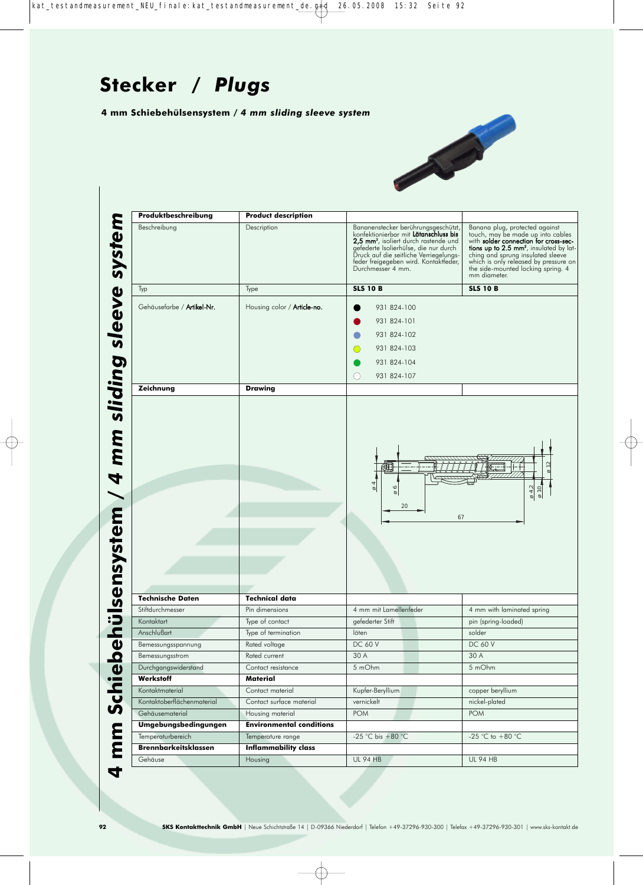# Stecker / *Plugs*

**4 mm Schiebehülsensystem / *4 mm sliding sleeve system***

| **Produktbeschreibung** | **Product description** | | |
|---|---|---|---|
| Beschreibung | Description | Bananenstecker berührungsgeschützt, konfektionierbar mit **Lötanschluss bis 2,5 mm²**, isoliert durch rastende und gefederte Isolierhülse, die nur durch Druck auf die seitliche Verriegelungsfeder freigegeben wird. Kontaktfeder, Durchmesser 4 mm. | Banana plug, protected against touch, may be made up into cables with **solder connection for cross-sections up to 2.5 mm²**, insulated by latching and sprung insulated sleeve which is only released by pressure on the side-mounted locking spring. 4 mm diameter. |
| Typ | Type | **SLS 10 B** | **SLS 10 B** |
| Gehäusefarbe / **Artikel-Nr.** | Housing color / **Article-no.** | ● 931 824-100 (schwarz / black)<br>● 931 824-101 (rot / red)<br>● 931 824-102 (blau / blue)<br>● 931 824-103 (gelb-grün / yellow-green)<br>● 931 824-104 (grün / green)<br>○ 931 824-107 (weiß / white) | |
| **Zeichnung** | **Drawing** | ø 4, ø 6, 20, 67, ø 4,2, ø 10, ø 12 | |
| **Technische Daten** | **Technical data** | | |
| Stiftdurchmesser | Pin dimensions | 4 mm mit Lamellenfeder | 4 mm with laminated spring |
| Kontaktart | Type of contact | gefederter Stift | pin (spring-loaded) |
| Anschlußart | Type of termination | löten | solder |
| Bemessungsspannung | Rated voltage | DC 60 V | DC 60 V |
| Bemessungsstrom | Rated current | 30 A | 30 A |
| Durchgangswiderstand | Contact resistance | 5 mOhm | 5 mOhm |
| **Werkstoff** | **Material** | | |
| Kontaktmaterial | Contact material | Kupfer-Beryllium | copper beryllium |
| Kontaktoberflächenmaterial | Contact surface material | vernickelt | nickel-plated |
| Gehäusematerial | Housing material | POM | POM |
| **Umgebungsbedingungen** | **Environmental conditions** | | |
| Temperaturbereich | Temperature range | -25 °C bis +80 °C | -25 °C to +80 °C |
| **Brennbarkeitsklassen** | **Inflammability class** | | |
| Gehäuse | Housing | UL 94 HB | UL 94 HB |

**SKS Kontakttechnik GmbH** | Neue Schichtstraße 14 | D-09366 Niederdorf | Telefon +49-37296-930-300 | Telefax +49-37296-930-301 | www.sks-kontakt.de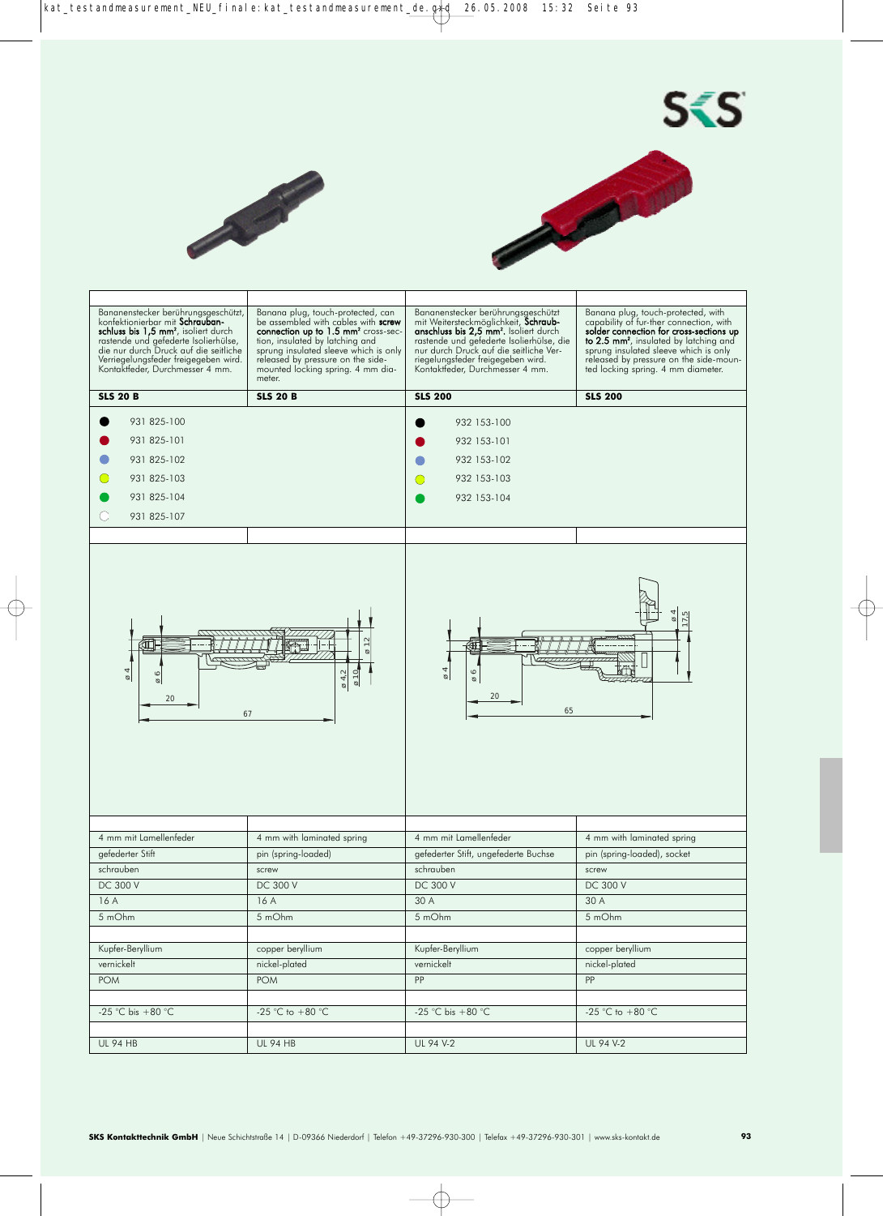| Bananenstecker berührungsgeschützt, konfektionierbar mit **Schraubanschluss bis 1,5 mm²**, isoliert durch rastende und gefederte Isolierhülse, die nur durch Druck auf die seitliche Verriegelungsfeder freigegeben wird. Kontaktfeder, Durchmesser 4 mm. | Banana plug, touch-protected, can be assembled with cables with **screw connection up to 1.5 mm²** cross-section, insulated by latching and sprung insulated sleeve which is only released by pressure on the side-mounted locking spring. 4 mm diameter. | Bananenstecker berührungsgeschützt mit Weitersteckmöglichkeit, **Schraubanschluss bis 2,5 mm²**. Isoliert durch rastende und gefederte Isolierhülse, die nur durch Druck auf die seitliche Verriegelungsfeder freigegeben wird. Kontaktfeder, Durchmesser 4 mm. | Banana plug, touch-protected, with capability of fur-ther connection, with **solder connection for cross-sections up to 2.5 mm²**, insulated by latching and sprung insulated sleeve which is only released by pressure on the side-mounted locking spring. 4 mm diameter. |
|---|---|---|---|
| **SLS 20 B** | **SLS 20 B** | **SLS 200** | **SLS 200** |
| ● 931 825-100 | | ● 932 153-100 | |
| ● 931 825-101 | | ● 932 153-101 | |
| ● 931 825-102 | | ● 932 153-102 | |
| ● 931 825-103 | | ● 932 153-103 | |
| ● 931 825-104 | | ● 932 153-104 | |
| ○ 931 825-107 | | | |
| 4 mm mit Lamellenfeder | 4 mm with laminated spring | 4 mm mit Lamellenfeder | 4 mm with laminated spring |
| gefederter Stift | pin (spring-loaded) | gefederter Stift, ungefederte Buchse | pin (spring-loaded), socket |
| schrauben | screw | schrauben | screw |
| DC 300 V | DC 300 V | DC 300 V | DC 300 V |
| 16 A | 16 A | 30 A | 30 A |
| 5 mOhm | 5 mOhm | 5 mOhm | 5 mOhm |
| Kupfer-Beryllium | copper beryllium | Kupfer-Beryllium | copper beryllium |
| vernickelt | nickel-plated | vernickelt | nickel-plated |
| POM | POM | PP | PP |
| -25 °C bis +80 °C | -25 °C to +80 °C | -25 °C bis +80 °C | -25 °C to +80 °C |
| UL 94 HB | UL 94 HB | UL 94 V-2 | UL 94 V-2 |

**SKS Kontakttechnik GmbH** | Neue Schichtstraße 14 | D-09366 Niederdorf | Telefon +49-37296-930-300 | Telefax +49-37296-930-301 | www.sks-kontakt.de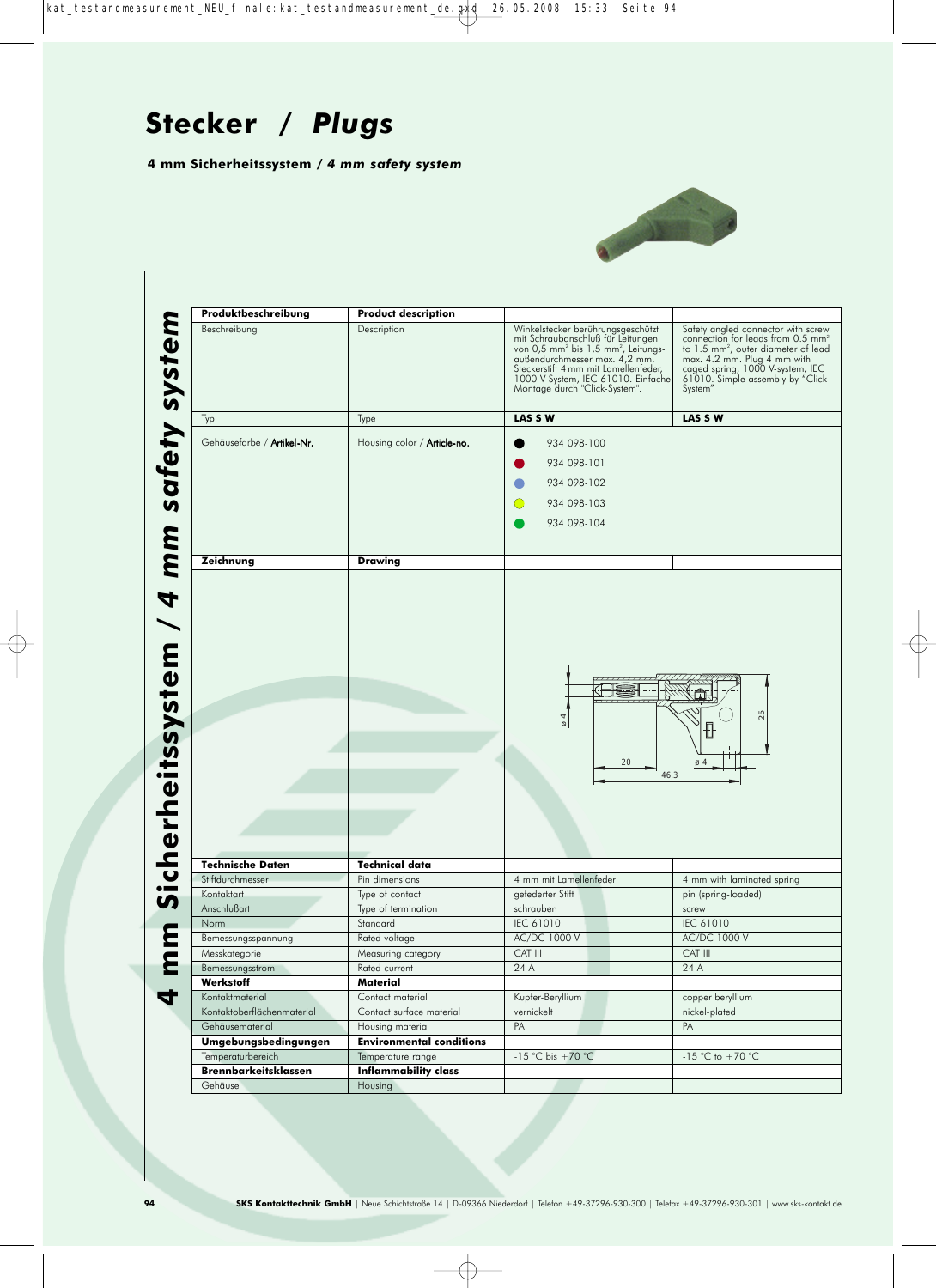# Stecker / *Plugs*

**4 mm Sicherheitssystem / *4 mm safety system***

| Produktbeschreibung | Product description | | |
|---|---|---|---|
| Beschreibung | Description | Winkelstecker berührungsgeschützt mit Schraubanschluß für Leitungen von 0,5 mm² bis 1,5 mm², Leitungsaußendurchmesser max. 4,2 mm. Steckerstift 4 mm mit Lamellenfeder, 1000 V-System, IEC 61010. Einfache Montage durch "Click-System". | Safety angled connector with screw connection for leads from 0.5 mm² to 1.5 mm², outer diameter of lead max. 4.2 mm. Plug 4 mm with caged spring, 1000 V-system, IEC 61010. Simple assembly by "Click-System" |
| Typ | Type | **LAS S W** | **LAS S W** |
| Gehäusefarbe / Artikel-Nr. | Housing color / Article-no. | ● 934 098-100<br>● 934 098-101<br>● 934 098-102<br>● 934 098-103<br>● 934 098-104 | |
| **Zeichnung** | **Drawing** | | |
| | | ø 4, 20, 46,3, ø 4, 25 | |
| **Technische Daten** | **Technical data** | | |
| Stiftdurchmesser | Pin dimensions | 4 mm mit Lamellenfeder | 4 mm with laminated spring |
| Kontaktart | Type of contact | gefederter Stift | pin (spring-loaded) |
| Anschlußart | Type of termination | schrauben | screw |
| Norm | Standard | IEC 61010 | IEC 61010 |
| Bemessungsspannung | Rated voltage | AC/DC 1000 V | AC/DC 1000 V |
| Messkategorie | Measuring category | CAT III | CAT III |
| Bemessungsstrom | Rated current | 24 A | 24 A |
| **Werkstoff** | **Material** | | |
| Kontaktmaterial | Contact material | Kupfer-Beryllium | copper beryllium |
| Kontaktoberflächenmaterial | Contact surface material | vernickelt | nickel-plated |
| Gehäusematerial | Housing material | PA | PA |
| **Umgebungsbedingungen** | **Environmental conditions** | | |
| Temperaturbereich | Temperature range | -15 °C bis +70 °C | -15 °C to +70 °C |
| **Brennbarkeitsklassen** | **Inflammability class** | | |
| Gehäuse | Housing | | |

**SKS Kontakttechnik GmbH** | Neue Schichtstraße 14 | D-09366 Niederdorf | Telefon +49-37296-930-300 | Telefax +49-37296-930-301 | www.sks-kontakt.de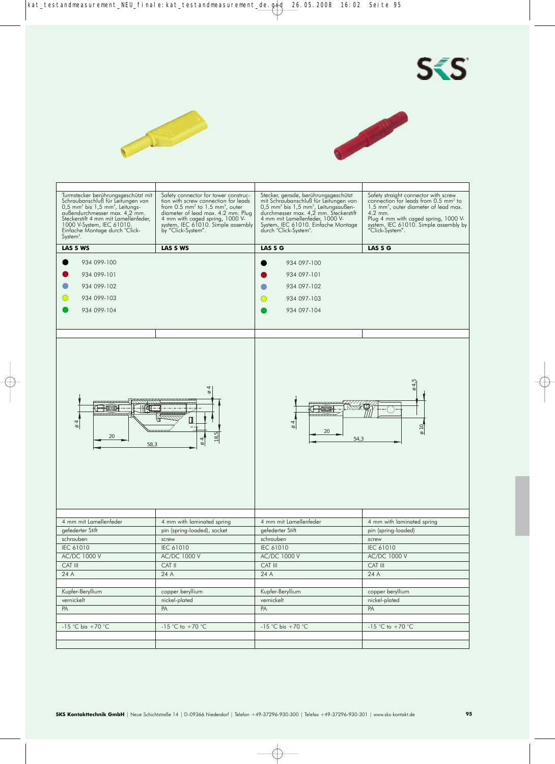| Turmstecker berührungsgeschützt mit Schraubanschluß für Leitungen von 0,5 mm² bis 1,5 mm², Leitungs-außendurchmesser max. 4,2 mm. Steckerstift 4 mm mit Lamellenfeder, 1000 V-System, IEC 61010. Einfache Montage durch "Click-System". | Safety connector for tower construction with screw connection for leads from 0.5 mm² to 1.5 mm², outer diameter of lead max. 4.2 mm. Plug 4 mm with caged spring, 1000 V-system, IEC 61010. Simple assembly by "Click-System". | Stecker, gerade, berührungsgeschützt mit Schraubanschluß für Leitungen von 0,5 mm² bis 1,5 mm², Leitungsaußen-durchmesser max. 4,2 mm. Steckerstift 4 mm mit Lamellenfeder, 1000 V-System, IEC 61010. Einfache Montage durch "Click-System". | Safety straight connector with screw connection for leads from 0.5 mm² to 1.5 mm², outer diameter of lead max. 4.2 mm. Plug 4 mm with caged spring, 1000 V-system, IEC 61010. Simple assembly by "Click-System". |
|---|---|---|---|
| **LAS S WS** | **LAS S WS** | **LAS S G** | **LAS S G** |
| ● 934 099-100 | | ● 934 097-100 | |
| ● 934 099-101 | | ● 934 097-101 | |
| ● 934 099-102 | | ● 934 097-102 | |
| ● 934 099-103 | | ● 934 097-103 | |
| ● 934 099-104 | | ● 934 097-104 | |

ø 4
ø 4
ø 4
20
58,3
18,5

ø 4,5
ø 4
ø 10
20
54,3

| | | | |
|---|---|---|---|
| 4 mm mit Lamellenfeder | 4 mm with laminated spring | 4 mm mit Lamellenfeder | 4 mm with laminated spring |
| gefederter Stift | pin (spring-loaded), socket | gefederter Stift | pin (spring-loaded) |
| schrauben | screw | schrauben | screw |
| IEC 61010 | IEC 61010 | IEC 61010 | IEC 61010 |
| AC/DC 1000 V | AC/DC 1000 V | AC/DC 1000 V | AC/DC 1000 V |
| CAT III | CAT II | CAT III | CAT III |
| 24 A | 24 A | 24 A | 24 A |
| | | | |
| Kupfer-Beryllium | copper beryllium | Kupfer-Beryllium | copper beryllium |
| vernickelt | nickel-plated | vernickelt | nickel-plated |
| PA | PA | PA | PA |
| | | | |
| -15 °C bis +70 °C | -15 °C to +70 °C | -15 °C bis +70 °C | -15 °C to +70 °C |
| | | | |
| | | | |

**SKS Kontakttechnik GmbH** | Neue Schichtstraße 14 | D-09366 Niederdorf | Telefon +49-37296-930-300 | Telefax +49-37296-930-301 | www.sks-kontakt.de